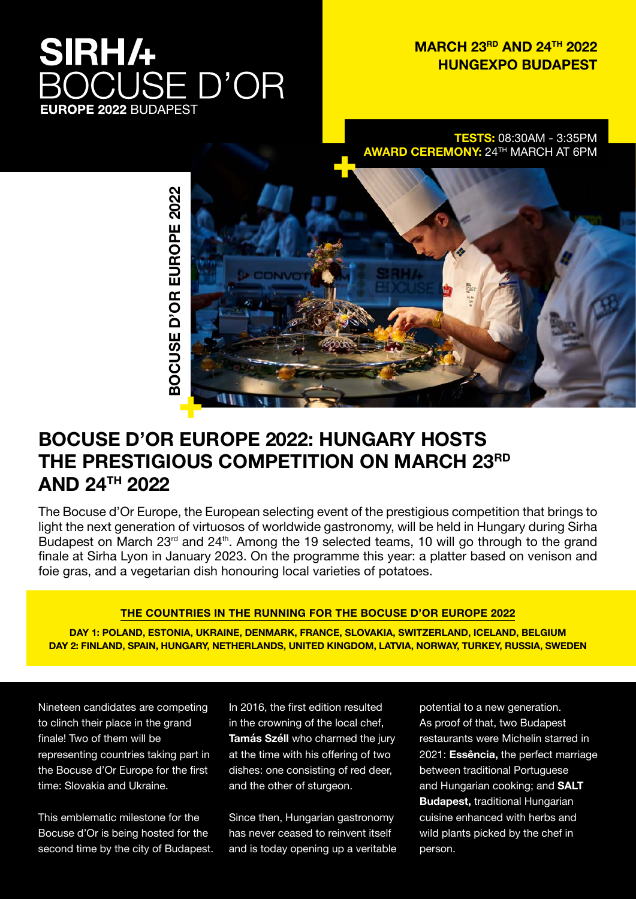# SIRHA BOCUSE D'OR

**EUROPE 2022** BUDAPEST

**MARCH 23RD AND 24TH 2022**
**HUNGEXPO BUDAPEST**

**TESTS:** 08:30AM - 3:35PM
**AWARD CEREMONY:** 24TH MARCH AT 6PM

**BOCUSE D'OR EUROPE 2022**

## BOCUSE D'OR EUROPE 2022: HUNGARY HOSTS THE PRESTIGIOUS COMPETITION ON MARCH 23RD AND 24TH 2022

The Bocuse d'Or Europe, the European selecting event of the prestigious competition that brings to light the next generation of virtuosos of worldwide gastronomy, will be held in Hungary during Sirha Budapest on March 23rd and 24th. Among the 19 selected teams, 10 will go through to the grand finale at Sirha Lyon in January 2023. On the programme this year: a platter based on venison and foie gras, and a vegetarian dish honouring local varieties of potatoes.

### THE COUNTRIES IN THE RUNNING FOR THE BOCUSE D'OR EUROPE 2022

**DAY 1: POLAND, ESTONIA, UKRAINE, DENMARK, FRANCE, SLOVAKIA, SWITZERLAND, ICELAND, BELGIUM**
**DAY 2: FINLAND, SPAIN, HUNGARY, NETHERLANDS, UNITED KINGDOM, LATVIA, NORWAY, TURKEY, RUSSIA, SWEDEN**

Nineteen candidates are competing to clinch their place in the grand finale! Two of them will be representing countries taking part in the Bocuse d'Or Europe for the first time: Slovakia and Ukraine.

This emblematic milestone for the Bocuse d'Or is being hosted for the second time by the city of Budapest. In 2016, the first edition resulted in the crowning of the local chef, **Tamás Széll** who charmed the jury at the time with his offering of two dishes: one consisting of red deer, and the other of sturgeon.

Since then, Hungarian gastronomy has never ceased to reinvent itself and is today opening up a veritable potential to a new generation. As proof of that, two Budapest restaurants were Michelin starred in 2021: **Essência,** the perfect marriage between traditional Portuguese and Hungarian cooking; and **SALT Budapest,** traditional Hungarian cuisine enhanced with herbs and wild plants picked by the chef in person.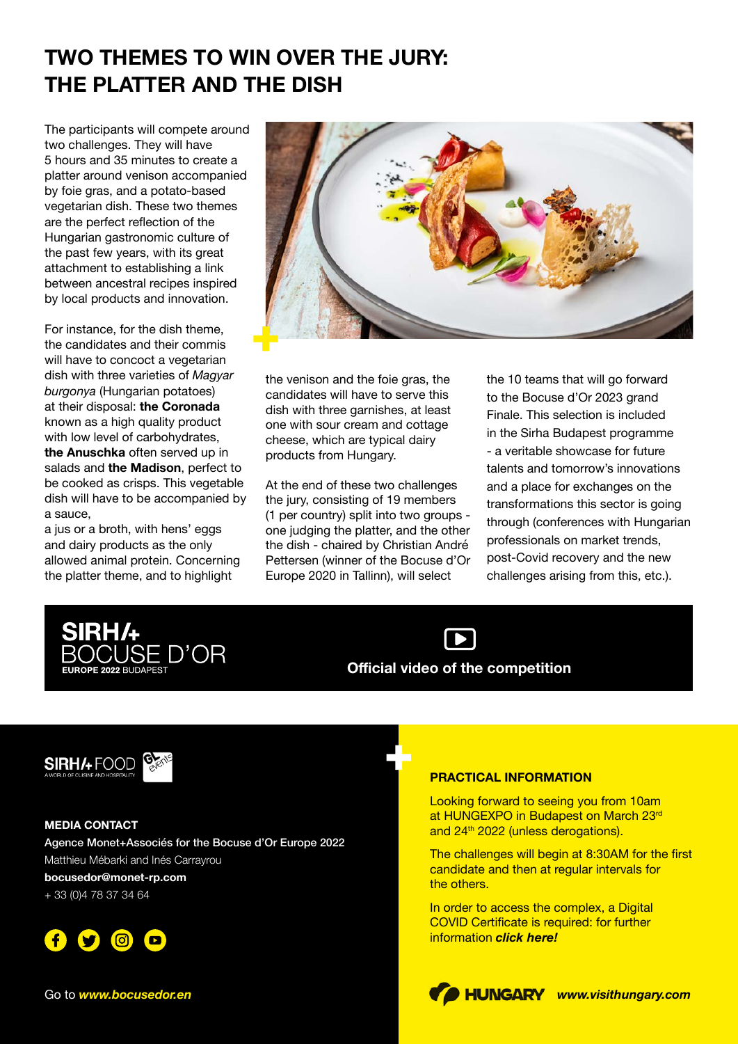# TWO THEMES TO WIN OVER THE JURY: THE PLATTER AND THE DISH

The participants will compete around two challenges. They will have 5 hours and 35 minutes to create a platter around venison accompanied by foie gras, and a potato-based vegetarian dish. These two themes are the perfect reflection of the Hungarian gastronomic culture of the past few years, with its great attachment to establishing a link between ancestral recipes inspired by local products and innovation.

For instance, for the dish theme, the candidates and their commis will have to concoct a vegetarian dish with three varieties of *Magyar burgonya* (Hungarian potatoes) at their disposal: **the Coronada** known as a high quality product with low level of carbohydrates, **the Anuschka** often served up in salads and **the Madison**, perfect to be cooked as crisps. This vegetable dish will have to be accompanied by a sauce, a jus or a broth, with hens' eggs and dairy products as the only allowed animal protein. Concerning the platter theme, and to highlight the venison and the foie gras, the candidates will have to serve this dish with three garnishes, at least one with sour cream and cottage cheese, which are typical dairy products from Hungary.

At the end of these two challenges the jury, consisting of 19 members (1 per country) split into two groups - one judging the platter, and the other the dish - chaired by Christian André Pettersen (winner of the Bocuse d'Or Europe 2020 in Tallinn), will select the 10 teams that will go forward to the Bocuse d'Or 2023 grand Finale. This selection is included in the Sirha Budapest programme - a veritable showcase for future talents and tomorrow's innovations and a place for exchanges on the transformations this sector is going through (conferences with Hungarian professionals on market trends, post-Covid recovery and the new challenges arising from this, etc.).

SIRHA BOCUSE D'OR EUROPE 2022 BUDAPEST

**Official video of the competition**

SIRHA FOOD A WORLD OF CUISINE AND HOSPITALITY — GL events

**MEDIA CONTACT**

Agence Monet+Associés for the Bocuse d'Or Europe 2022

Matthieu Mébarki and Inés Carrayrou

**bocusedor@monet-rp.com**

+ 33 (0)4 78 37 34 64

Go to ***www.bocusedor.en***

**PRACTICAL INFORMATION**

Looking forward to seeing you from 10am at HUNGEXPO in Budapest on March 23rd and 24th 2022 (unless derogations).

The challenges will begin at 8:30AM for the first candidate and then at regular intervals for the others.

In order to access the complex, a Digital COVID Certificate is required: for further information ***click here!***

HUNGARY ***www.visithungary.com***